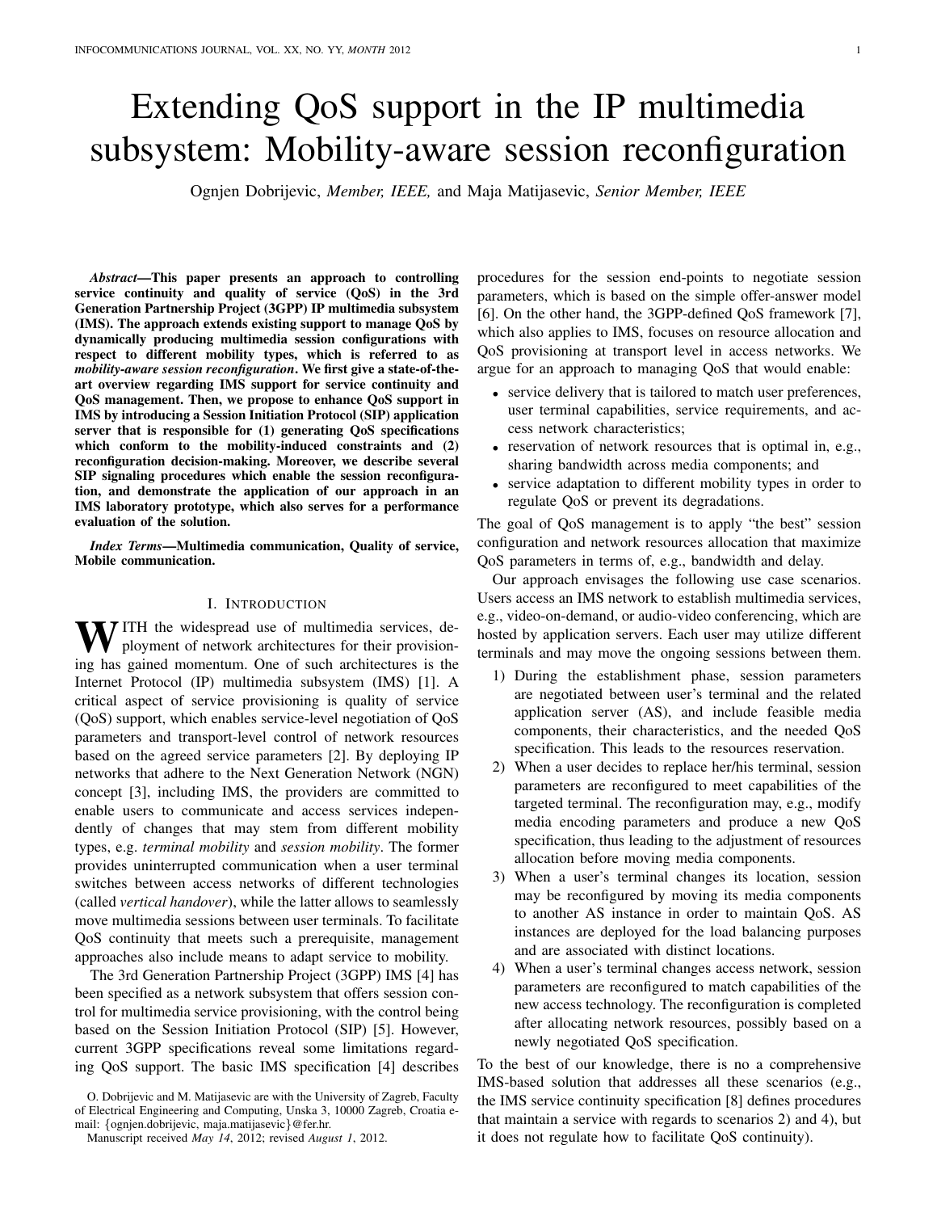# Extending QoS support in the IP multimedia subsystem: Mobility-aware session reconfiguration

Ognjen Dobrijevic, *Member, IEEE,* and Maja Matijasevic, *Senior Member, IEEE*

***Abstract*—This paper presents an approach to controlling service continuity and quality of service (QoS) in the 3rd Generation Partnership Project (3GPP) IP multimedia subsystem (IMS). The approach extends existing support to manage QoS by dynamically producing multimedia session configurations with respect to different mobility types, which is referred to as *mobility-aware session reconfiguration*. We first give a state-of-the-art overview regarding IMS support for service continuity and QoS management. Then, we propose to enhance QoS support in IMS by introducing a Session Initiation Protocol (SIP) application server that is responsible for (1) generating QoS specifications which conform to the mobility-induced constraints and (2) reconfiguration decision-making. Moreover, we describe several SIP signaling procedures which enable the session reconfiguration, and demonstrate the application of our approach in an IMS laboratory prototype, which also serves for a performance evaluation of the solution.**

***Index Terms*—Multimedia communication, Quality of service, Mobile communication.**

## I. Introduction

With the widespread use of multimedia services, deployment of network architectures for their provisioning has gained momentum. One of such architectures is the Internet Protocol (IP) multimedia subsystem (IMS) [1]. A critical aspect of service provisioning is quality of service (QoS) support, which enables service-level negotiation of QoS parameters and transport-level control of network resources based on the agreed service parameters [2]. By deploying IP networks that adhere to the Next Generation Network (NGN) concept [3], including IMS, the providers are committed to enable users to communicate and access services independently of changes that may stem from different mobility types, e.g. *terminal mobility* and *session mobility*. The former provides uninterrupted communication when a user terminal switches between access networks of different technologies (called *vertical handover*), while the latter allows to seamlessly move multimedia sessions between user terminals. To facilitate QoS continuity that meets such a prerequisite, management approaches also include means to adapt service to mobility.

The 3rd Generation Partnership Project (3GPP) IMS [4] has been specified as a network subsystem that offers session control for multimedia service provisioning, with the control being based on the Session Initiation Protocol (SIP) [5]. However, current 3GPP specifications reveal some limitations regarding QoS support. The basic IMS specification [4] describes procedures for the session end-points to negotiate session parameters, which is based on the simple offer-answer model [6]. On the other hand, the 3GPP-defined QoS framework [7], which also applies to IMS, focuses on resource allocation and QoS provisioning at transport level in access networks. We argue for an approach to managing QoS that would enable:

- service delivery that is tailored to match user preferences, user terminal capabilities, service requirements, and access network characteristics;
- reservation of network resources that is optimal in, e.g., sharing bandwidth across media components; and
- service adaptation to different mobility types in order to regulate QoS or prevent its degradations.

The goal of QoS management is to apply "the best" session configuration and network resources allocation that maximize QoS parameters in terms of, e.g., bandwidth and delay.

Our approach envisages the following use case scenarios. Users access an IMS network to establish multimedia services, e.g., video-on-demand, or audio-video conferencing, which are hosted by application servers. Each user may utilize different terminals and may move the ongoing sessions between them.

1) During the establishment phase, session parameters are negotiated between user's terminal and the related application server (AS), and include feasible media components, their characteristics, and the needed QoS specification. This leads to the resources reservation.
2) When a user decides to replace her/his terminal, session parameters are reconfigured to meet capabilities of the targeted terminal. The reconfiguration may, e.g., modify media encoding parameters and produce a new QoS specification, thus leading to the adjustment of resources allocation before moving media components.
3) When a user's terminal changes its location, session may be reconfigured by moving its media components to another AS instance in order to maintain QoS. AS instances are deployed for the load balancing purposes and are associated with distinct locations.
4) When a user's terminal changes access network, session parameters are reconfigured to match capabilities of the new access technology. The reconfiguration is completed after allocating network resources, possibly based on a newly negotiated QoS specification.

To the best of our knowledge, there is no a comprehensive IMS-based solution that addresses all these scenarios (e.g., the IMS service continuity specification [8] defines procedures that maintain a service with regards to scenarios 2) and 4), but it does not regulate how to facilitate QoS continuity).

O. Dobrijevic and M. Matijasevic are with the University of Zagreb, Faculty of Electrical Engineering and Computing, Unska 3, 10000 Zagreb, Croatia e-mail: {ognjen.dobrijevic, maja.matijasevic}@fer.hr.

Manuscript received *May 14*, 2012; revised *August 1*, 2012.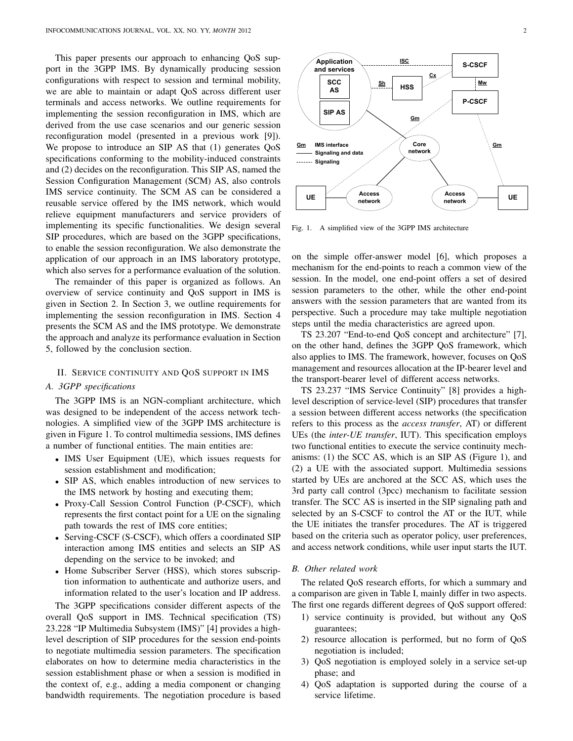This paper presents our approach to enhancing QoS support in the 3GPP IMS. By dynamically producing session configurations with respect to session and terminal mobility, we are able to maintain or adapt QoS across different user terminals and access networks. We outline requirements for implementing the session reconfiguration in IMS, which are derived from the use case scenarios and our generic session reconfiguration model (presented in a previous work [9]). We propose to introduce an SIP AS that (1) generates QoS specifications conforming to the mobility-induced constraints and (2) decides on the reconfiguration. This SIP AS, named the Session Configuration Management (SCM) AS, also controls IMS service continuity. The SCM AS can be considered a reusable service offered by the IMS network, which would relieve equipment manufacturers and service providers of implementing its specific functionalities. We design several SIP procedures, which are based on the 3GPP specifications, to enable the session reconfiguration. We also demonstrate the application of our approach in an IMS laboratory prototype, which also serves for a performance evaluation of the solution.

The remainder of this paper is organized as follows. An overview of service continuity and QoS support in IMS is given in Section 2. In Section 3, we outline requirements for implementing the session reconfiguration in IMS. Section 4 presents the SCM AS and the IMS prototype. We demonstrate the approach and analyze its performance evaluation in Section 5, followed by the conclusion section.

## II. Service continuity and QoS support in IMS

### A. 3GPP specifications

The 3GPP IMS is an NGN-compliant architecture, which was designed to be independent of the access network technologies. A simplified view of the 3GPP IMS architecture is given in Figure 1. To control multimedia sessions, IMS defines a number of functional entities. The main entities are:

- IMS User Equipment (UE), which issues requests for session establishment and modification;
- SIP AS, which enables introduction of new services to the IMS network by hosting and executing them;
- Proxy-Call Session Control Function (P-CSCF), which represents the first contact point for a UE on the signaling path towards the rest of IMS core entities;
- Serving-CSCF (S-CSCF), which offers a coordinated SIP interaction among IMS entities and selects an SIP AS depending on the service to be invoked; and
- Home Subscriber Server (HSS), which stores subscription information to authenticate and authorize users, and information related to the user's location and IP address.

The 3GPP specifications consider different aspects of the overall QoS support in IMS. Technical specification (TS) 23.228 "IP Multimedia Subsystem (IMS)" [4] provides a high-level description of SIP procedures for the session end-points to negotiate multimedia session parameters. The specification elaborates on how to determine media characteristics in the session establishment phase or when a session is modified in the context of, e.g., adding a media component or changing bandwidth requirements. The negotiation procedure is based on the simple offer-answer model [6], which proposes a mechanism for the end-points to reach a common view of the session. In the model, one end-point offers a set of desired session parameters to the other, while the other end-point answers with the session parameters that are wanted from its perspective. Such a procedure may take multiple negotiation steps until the media characteristics are agreed upon.

Fig. 1. A simplified view of the 3GPP IMS architecture

TS 23.207 "End-to-end QoS concept and architecture" [7], on the other hand, defines the 3GPP QoS framework, which also applies to IMS. The framework, however, focuses on QoS management and resources allocation at the IP-bearer level and the transport-bearer level of different access networks.

TS 23.237 "IMS Service Continuity" [8] provides a high-level description of service-level (SIP) procedures that transfer a session between different access networks (the specification refers to this process as the *access transfer*, AT) or different UEs (the *inter-UE transfer*, IUT). This specification employs two functional entities to execute the service continuity mechanisms: (1) the SCC AS, which is an SIP AS (Figure 1), and (2) a UE with the associated support. Multimedia sessions started by UEs are anchored at the SCC AS, which uses the 3rd party call control (3pcc) mechanism to facilitate session transfer. The SCC AS is inserted in the SIP signaling path and selected by an S-CSCF to control the AT or the IUT, while the UE initiates the transfer procedures. The AT is triggered based on the criteria such as operator policy, user preferences, and access network conditions, while user input starts the IUT.

### B. Other related work

The related QoS research efforts, for which a summary and a comparison are given in Table I, mainly differ in two aspects. The first one regards different degrees of QoS support offered:

1) service continuity is provided, but without any QoS guarantees;
2) resource allocation is performed, but no form of QoS negotiation is included;
3) QoS negotiation is employed solely in a service set-up phase; and
4) QoS adaptation is supported during the course of a service lifetime.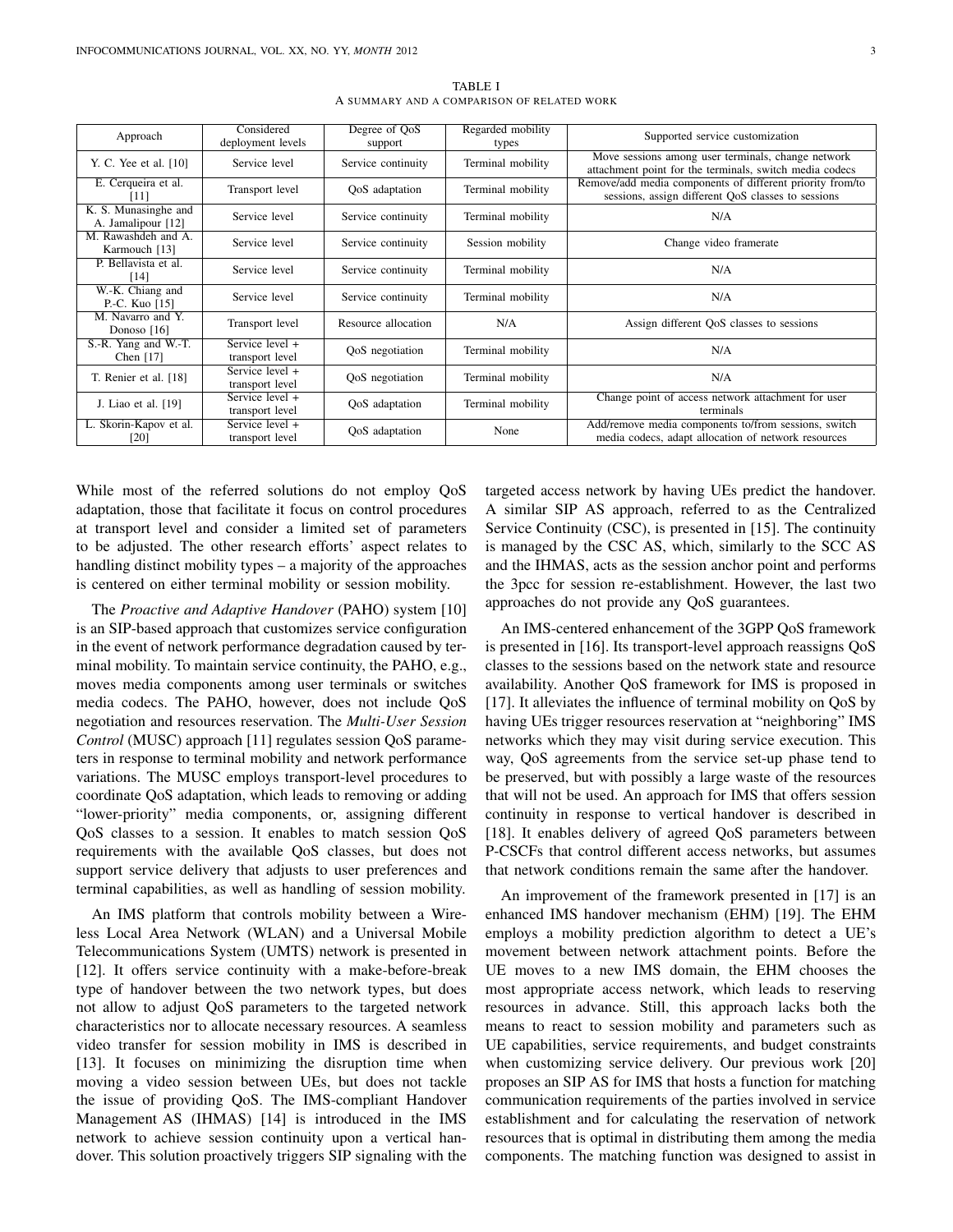TABLE I
A SUMMARY AND A COMPARISON OF RELATED WORK

| Approach | Considered deployment levels | Degree of QoS support | Regarded mobility types | Supported service customization |
|---|---|---|---|---|
| Y. C. Yee et al. [10] | Service level | Service continuity | Terminal mobility | Move sessions among user terminals, change network attachment point for the terminals, switch media codecs |
| E. Cerqueira et al. [11] | Transport level | QoS adaptation | Terminal mobility | Remove/add media components of different priority from/to sessions, assign different QoS classes to sessions |
| K. S. Munasinghe and A. Jamalipour [12] | Service level | Service continuity | Terminal mobility | N/A |
| M. Rawashdeh and A. Karmouch [13] | Service level | Service continuity | Session mobility | Change video framerate |
| P. Bellavista et al. [14] | Service level | Service continuity | Terminal mobility | N/A |
| W.-K. Chiang and P.-C. Kuo [15] | Service level | Service continuity | Terminal mobility | N/A |
| M. Navarro and Y. Donoso [16] | Transport level | Resource allocation | N/A | Assign different QoS classes to sessions |
| S.-R. Yang and W.-T. Chen [17] | Service level + transport level | QoS negotiation | Terminal mobility | N/A |
| T. Renier et al. [18] | Service level + transport level | QoS negotiation | Terminal mobility | N/A |
| J. Liao et al. [19] | Service level + transport level | QoS adaptation | Terminal mobility | Change point of access network attachment for user terminals |
| L. Skorin-Kapov et al. [20] | Service level + transport level | QoS adaptation | None | Add/remove media components to/from sessions, switch media codecs, adapt allocation of network resources |

While most of the referred solutions do not employ QoS adaptation, those that facilitate it focus on control procedures at transport level and consider a limited set of parameters to be adjusted. The other research efforts' aspect relates to handling distinct mobility types – a majority of the approaches is centered on either terminal mobility or session mobility.

The *Proactive and Adaptive Handover* (PAHO) system [10] is an SIP-based approach that customizes service configuration in the event of network performance degradation caused by terminal mobility. To maintain service continuity, the PAHO, e.g., moves media components among user terminals or switches media codecs. The PAHO, however, does not include QoS negotiation and resources reservation. The *Multi-User Session Control* (MUSC) approach [11] regulates session QoS parameters in response to terminal mobility and network performance variations. The MUSC employs transport-level procedures to coordinate QoS adaptation, which leads to removing or adding "lower-priority" media components, or, assigning different QoS classes to a session. It enables to match session QoS requirements with the available QoS classes, but does not support service delivery that adjusts to user preferences and terminal capabilities, as well as handling of session mobility.

An IMS platform that controls mobility between a Wireless Local Area Network (WLAN) and a Universal Mobile Telecommunications System (UMTS) network is presented in [12]. It offers service continuity with a make-before-break type of handover between the two network types, but does not allow to adjust QoS parameters to the targeted network characteristics nor to allocate necessary resources. A seamless video transfer for session mobility in IMS is described in [13]. It focuses on minimizing the disruption time when moving a video session between UEs, but does not tackle the issue of providing QoS. The IMS-compliant Handover Management AS (IHMAS) [14] is introduced in the IMS network to achieve session continuity upon a vertical handover. This solution proactively triggers SIP signaling with the targeted access network by having UEs predict the handover. A similar SIP AS approach, referred to as the Centralized Service Continuity (CSC), is presented in [15]. The continuity is managed by the CSC AS, which, similarly to the SCC AS and the IHMAS, acts as the session anchor point and performs the 3pcc for session re-establishment. However, the last two approaches do not provide any QoS guarantees.

An IMS-centered enhancement of the 3GPP QoS framework is presented in [16]. Its transport-level approach reassigns QoS classes to the sessions based on the network state and resource availability. Another QoS framework for IMS is proposed in [17]. It alleviates the influence of terminal mobility on QoS by having UEs trigger resources reservation at "neighboring" IMS networks which they may visit during service execution. This way, QoS agreements from the service set-up phase tend to be preserved, but with possibly a large waste of the resources that will not be used. An approach for IMS that offers session continuity in response to vertical handover is described in [18]. It enables delivery of agreed QoS parameters between P-CSCFs that control different access networks, but assumes that network conditions remain the same after the handover.

An improvement of the framework presented in [17] is an enhanced IMS handover mechanism (EHM) [19]. The EHM employs a mobility prediction algorithm to detect a UE's movement between network attachment points. Before the UE moves to a new IMS domain, the EHM chooses the most appropriate access network, which leads to reserving resources in advance. Still, this approach lacks both the means to react to session mobility and parameters such as UE capabilities, service requirements, and budget constraints when customizing service delivery. Our previous work [20] proposes an SIP AS for IMS that hosts a function for matching communication requirements of the parties involved in service establishment and for calculating the reservation of network resources that is optimal in distributing them among the media components. The matching function was designed to assist in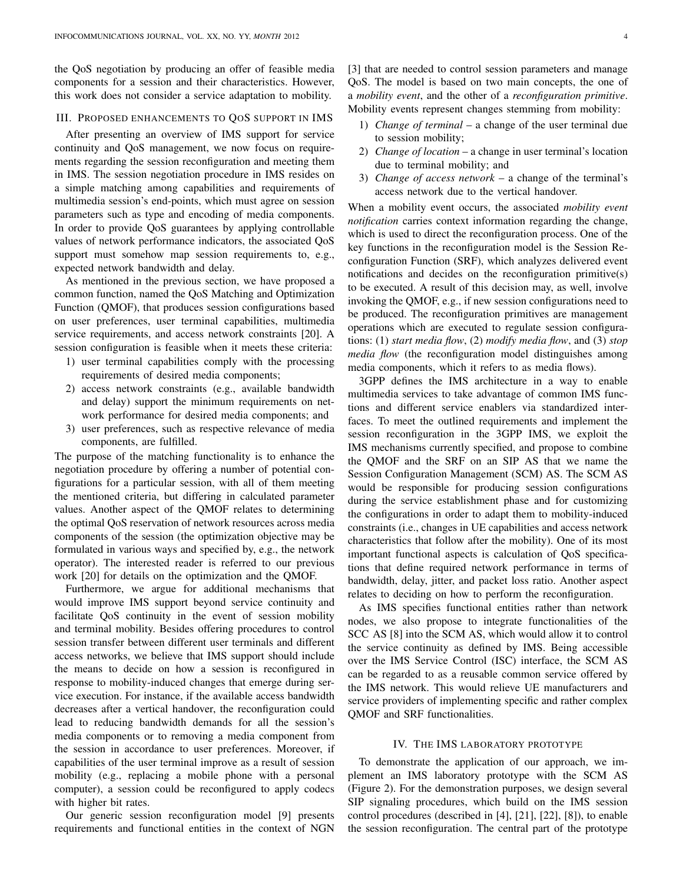the QoS negotiation by producing an offer of feasible media components for a session and their characteristics. However, this work does not consider a service adaptation to mobility.

## III. Proposed enhancements to QoS support in IMS

After presenting an overview of IMS support for service continuity and QoS management, we now focus on requirements regarding the session reconfiguration and meeting them in IMS. The session negotiation procedure in IMS resides on a simple matching among capabilities and requirements of multimedia session's end-points, which must agree on session parameters such as type and encoding of media components. In order to provide QoS guarantees by applying controllable values of network performance indicators, the associated QoS support must somehow map session requirements to, e.g., expected network bandwidth and delay.

As mentioned in the previous section, we have proposed a common function, named the QoS Matching and Optimization Function (QMOF), that produces session configurations based on user preferences, user terminal capabilities, multimedia service requirements, and access network constraints [20]. A session configuration is feasible when it meets these criteria:

1) user terminal capabilities comply with the processing requirements of desired media components;
2) access network constraints (e.g., available bandwidth and delay) support the minimum requirements on network performance for desired media components; and
3) user preferences, such as respective relevance of media components, are fulfilled.

The purpose of the matching functionality is to enhance the negotiation procedure by offering a number of potential configurations for a particular session, with all of them meeting the mentioned criteria, but differing in calculated parameter values. Another aspect of the QMOF relates to determining the optimal QoS reservation of network resources across media components of the session (the optimization objective may be formulated in various ways and specified by, e.g., the network operator). The interested reader is referred to our previous work [20] for details on the optimization and the QMOF.

Furthermore, we argue for additional mechanisms that would improve IMS support beyond service continuity and facilitate QoS continuity in the event of session mobility and terminal mobility. Besides offering procedures to control session transfer between different user terminals and different access networks, we believe that IMS support should include the means to decide on how a session is reconfigured in response to mobility-induced changes that emerge during service execution. For instance, if the available access bandwidth decreases after a vertical handover, the reconfiguration could lead to reducing bandwidth demands for all the session's media components or to removing a media component from the session in accordance to user preferences. Moreover, if capabilities of the user terminal improve as a result of session mobility (e.g., replacing a mobile phone with a personal computer), a session could be reconfigured to apply codecs with higher bit rates.

Our generic session reconfiguration model [9] presents requirements and functional entities in the context of NGN [3] that are needed to control session parameters and manage QoS. The model is based on two main concepts, the one of a *mobility event*, and the other of a *reconfiguration primitive*. Mobility events represent changes stemming from mobility:

1) *Change of terminal* – a change of the user terminal due to session mobility;
2) *Change of location* – a change in user terminal's location due to terminal mobility; and
3) *Change of access network* – a change of the terminal's access network due to the vertical handover.

When a mobility event occurs, the associated *mobility event notification* carries context information regarding the change, which is used to direct the reconfiguration process. One of the key functions in the reconfiguration model is the Session Reconfiguration Function (SRF), which analyzes delivered event notifications and decides on the reconfiguration primitive(s) to be executed. A result of this decision may, as well, involve invoking the QMOF, e.g., if new session configurations need to be produced. The reconfiguration primitives are management operations which are executed to regulate session configurations: (1) *start media flow*, (2) *modify media flow*, and (3) *stop media flow* (the reconfiguration model distinguishes among media components, which it refers to as media flows).

3GPP defines the IMS architecture in a way to enable multimedia services to take advantage of common IMS functions and different service enablers via standardized interfaces. To meet the outlined requirements and implement the session reconfiguration in the 3GPP IMS, we exploit the IMS mechanisms currently specified, and propose to combine the QMOF and the SRF on an SIP AS that we name the Session Configuration Management (SCM) AS. The SCM AS would be responsible for producing session configurations during the service establishment phase and for customizing the configurations in order to adapt them to mobility-induced constraints (i.e., changes in UE capabilities and access network characteristics that follow after the mobility). One of its most important functional aspects is calculation of QoS specifications that define required network performance in terms of bandwidth, delay, jitter, and packet loss ratio. Another aspect relates to deciding on how to perform the reconfiguration.

As IMS specifies functional entities rather than network nodes, we also propose to integrate functionalities of the SCC AS [8] into the SCM AS, which would allow it to control the service continuity as defined by IMS. Being accessible over the IMS Service Control (ISC) interface, the SCM AS can be regarded to as a reusable common service offered by the IMS network. This would relieve UE manufacturers and service providers of implementing specific and rather complex QMOF and SRF functionalities.

## IV. The IMS laboratory prototype

To demonstrate the application of our approach, we implement an IMS laboratory prototype with the SCM AS (Figure 2). For the demonstration purposes, we design several SIP signaling procedures, which build on the IMS session control procedures (described in [4], [21], [22], [8]), to enable the session reconfiguration. The central part of the prototype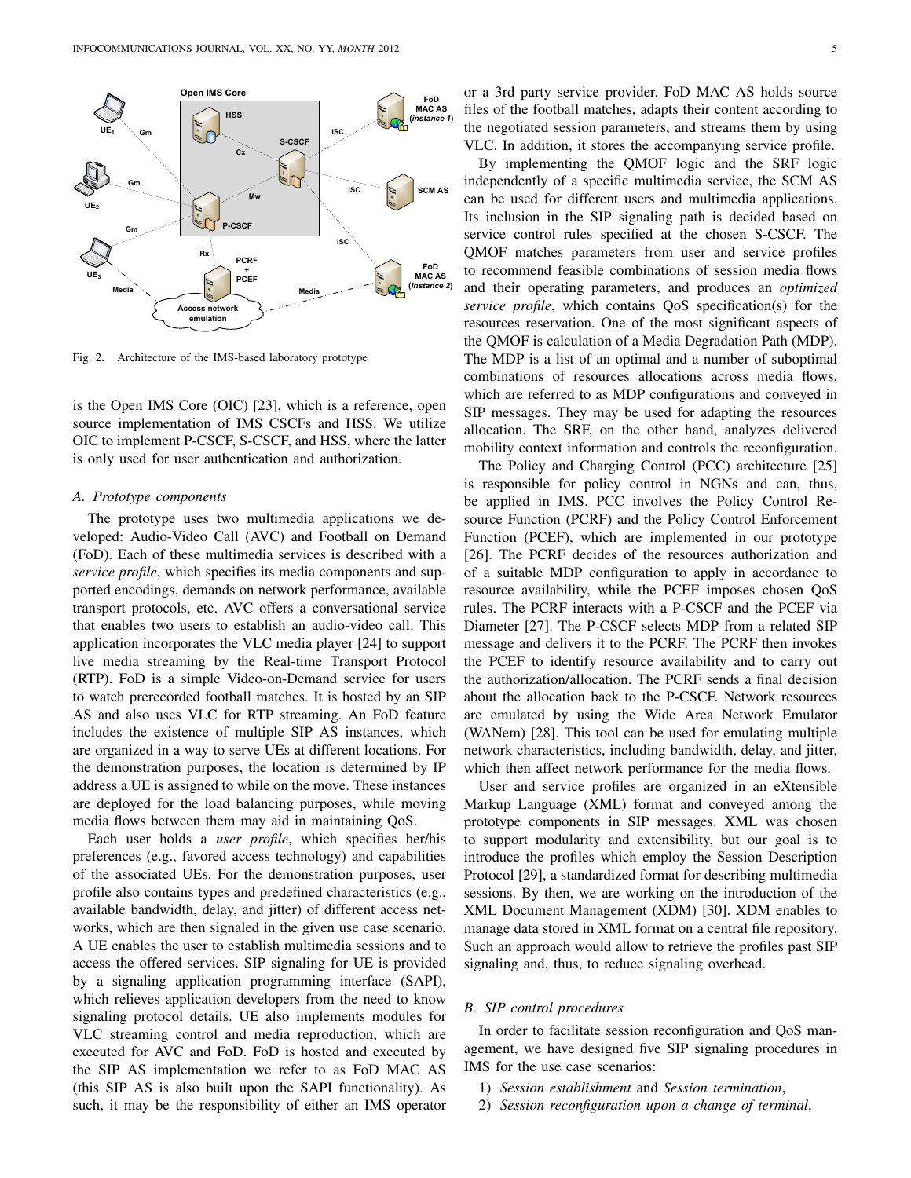Fig. 2. Architecture of the IMS-based laboratory prototype

is the Open IMS Core (OIC) [23], which is a reference, open source implementation of IMS CSCFs and HSS. We utilize OIC to implement P-CSCF, S-CSCF, and HSS, where the latter is only used for user authentication and authorization.

### A. Prototype components

The prototype uses two multimedia applications we developed: Audio-Video Call (AVC) and Football on Demand (FoD). Each of these multimedia services is described with a *service profile*, which specifies its media components and supported encodings, demands on network performance, available transport protocols, etc. AVC offers a conversational service that enables two users to establish an audio-video call. This application incorporates the VLC media player [24] to support live media streaming by the Real-time Transport Protocol (RTP). FoD is a simple Video-on-Demand service for users to watch prerecorded football matches. It is hosted by an SIP AS and also uses VLC for RTP streaming. An FoD feature includes the existence of multiple SIP AS instances, which are organized in a way to serve UEs at different locations. For the demonstration purposes, the location is determined by IP address a UE is assigned to while on the move. These instances are deployed for the load balancing purposes, while moving media flows between them may aid in maintaining QoS.

Each user holds a *user profile*, which specifies her/his preferences (e.g., favored access technology) and capabilities of the associated UEs. For the demonstration purposes, user profile also contains types and predefined characteristics (e.g., available bandwidth, delay, and jitter) of different access networks, which are then signaled in the given use case scenario. A UE enables the user to establish multimedia sessions and to access the offered services. SIP signaling for UE is provided by a signaling application programming interface (SAPI), which relieves application developers from the need to know signaling protocol details. UE also implements modules for VLC streaming control and media reproduction, which are executed for AVC and FoD. FoD is hosted and executed by the SIP AS implementation we refer to as FoD MAC AS (this SIP AS is also built upon the SAPI functionality). As such, it may be the responsibility of either an IMS operator or a 3rd party service provider. FoD MAC AS holds source files of the football matches, adapts their content according to the negotiated session parameters, and streams them by using VLC. In addition, it stores the accompanying service profile.

By implementing the QMOF logic and the SRF logic independently of a specific multimedia service, the SCM AS can be used for different users and multimedia applications. Its inclusion in the SIP signaling path is decided based on service control rules specified at the chosen S-CSCF. The QMOF matches parameters from user and service profiles to recommend feasible combinations of session media flows and their operating parameters, and produces an *optimized service profile*, which contains QoS specification(s) for the resources reservation. One of the most significant aspects of the QMOF is calculation of a Media Degradation Path (MDP). The MDP is a list of an optimal and a number of suboptimal combinations of resources allocations across media flows, which are referred to as MDP configurations and conveyed in SIP messages. They may be used for adapting the resources allocation. The SRF, on the other hand, analyzes delivered mobility context information and controls the reconfiguration.

The Policy and Charging Control (PCC) architecture [25] is responsible for policy control in NGNs and can, thus, be applied in IMS. PCC involves the Policy Control Resource Function (PCRF) and the Policy Control Enforcement Function (PCEF), which are implemented in our prototype [26]. The PCRF decides of the resources authorization and of a suitable MDP configuration to apply in accordance to resource availability, while the PCEF imposes chosen QoS rules. The PCRF interacts with a P-CSCF and the PCEF via Diameter [27]. The P-CSCF selects MDP from a related SIP message and delivers it to the PCRF. The PCRF then invokes the PCEF to identify resource availability and to carry out the authorization/allocation. The PCRF sends a final decision about the allocation back to the P-CSCF. Network resources are emulated by using the Wide Area Network Emulator (WANem) [28]. This tool can be used for emulating multiple network characteristics, including bandwidth, delay, and jitter, which then affect network performance for the media flows.

User and service profiles are organized in an eXtensible Markup Language (XML) format and conveyed among the prototype components in SIP messages. XML was chosen to support modularity and extensibility, but our goal is to introduce the profiles which employ the Session Description Protocol [29], a standardized format for describing multimedia sessions. By then, we are working on the introduction of the XML Document Management (XDM) [30]. XDM enables to manage data stored in XML format on a central file repository. Such an approach would allow to retrieve the profiles past SIP signaling and, thus, to reduce signaling overhead.

### B. SIP control procedures

In order to facilitate session reconfiguration and QoS management, we have designed five SIP signaling procedures in IMS for the use case scenarios:

1) *Session establishment* and *Session termination*,
2) *Session reconfiguration upon a change of terminal*,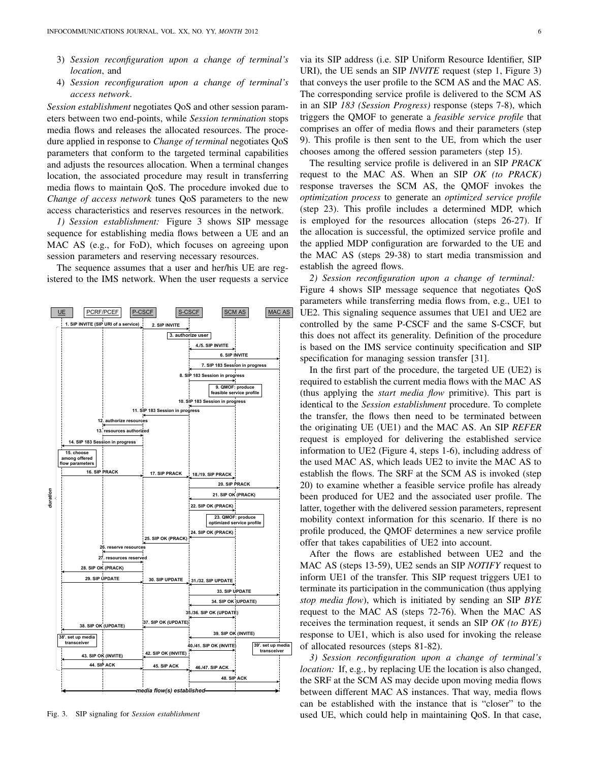3) *Session reconfiguration upon a change of terminal's location*, and
4) *Session reconfiguration upon a change of terminal's access network*.

*Session establishment* negotiates QoS and other session parameters between two end-points, while *Session termination* stops media flows and releases the allocated resources. The procedure applied in response to *Change of terminal* negotiates QoS parameters that conform to the targeted terminal capabilities and adjusts the resources allocation. When a terminal changes location, the associated procedure may result in transferring media flows to maintain QoS. The procedure invoked due to *Change of access network* tunes QoS parameters to the new access characteristics and reserves resources in the network.

*1) Session establishment:* Figure 3 shows SIP message sequence for establishing media flows between a UE and an MAC AS (e.g., for FoD), which focuses on agreeing upon session parameters and reserving necessary resources.

The sequence assumes that a user and her/his UE are registered to the IMS network. When the user requests a service

Fig. 3. SIP signaling for *Session establishment*

via its SIP address (i.e. SIP Uniform Resource Identifier, SIP URI), the UE sends an SIP *INVITE* request (step 1, Figure 3) that conveys the user profile to the SCM AS and the MAC AS. The corresponding service profile is delivered to the SCM AS in an SIP *183 (Session Progress)* response (steps 7-8), which triggers the QMOF to generate a *feasible service profile* that comprises an offer of media flows and their parameters (step 9). This profile is then sent to the UE, from which the user chooses among the offered session parameters (step 15).

The resulting service profile is delivered in an SIP *PRACK* request to the MAC AS. When an SIP *OK (to PRACK)* response traverses the SCM AS, the QMOF invokes the *optimization process* to generate an *optimized service profile* (step 23). This profile includes a determined MDP, which is employed for the resources allocation (steps 26-27). If the allocation is successful, the optimized service profile and the applied MDP configuration are forwarded to the UE and the MAC AS (steps 29-38) to start media transmission and establish the agreed flows.

*2) Session reconfiguration upon a change of terminal:* Figure 4 shows SIP message sequence that negotiates QoS parameters while transferring media flows from, e.g., UE1 to UE2. This signaling sequence assumes that UE1 and UE2 are controlled by the same P-CSCF and the same S-CSCF, but this does not affect its generality. Definition of the procedure is based on the IMS service continuity specification and SIP specification for managing session transfer [31].

In the first part of the procedure, the targeted UE (UE2) is required to establish the current media flows with the MAC AS (thus applying the *start media flow* primitive). This part is identical to the *Session establishment* procedure. To complete the transfer, the flows then need to be terminated between the originating UE (UE1) and the MAC AS. An SIP *REFER* request is employed for delivering the established service information to UE2 (Figure 4, steps 1-6), including address of the used MAC AS, which leads UE2 to invite the MAC AS to establish the flows. The SRF at the SCM AS is invoked (step 20) to examine whether a feasible service profile has already been produced for UE2 and the associated user profile. The latter, together with the delivered session parameters, represent mobility context information for this scenario. If there is no profile produced, the QMOF determines a new service profile offer that takes capabilities of UE2 into account.

After the flows are established between UE2 and the MAC AS (steps 13-59), UE2 sends an SIP *NOTIFY* request to inform UE1 of the transfer. This SIP request triggers UE1 to terminate its participation in the communication (thus applying *stop media flow*), which is initiated by sending an SIP *BYE* request to the MAC AS (steps 72-76). When the MAC AS receives the termination request, it sends an SIP *OK (to BYE)* response to UE1, which is also used for invoking the release of allocated resources (steps 81-82).

*3) Session reconfiguration upon a change of terminal's location:* If, e.g., by replacing UE the location is also changed, the SRF at the SCM AS may decide upon moving media flows between different MAC AS instances. That way, media flows can be established with the instance that is "closer" to the used UE, which could help in maintaining QoS. In that case,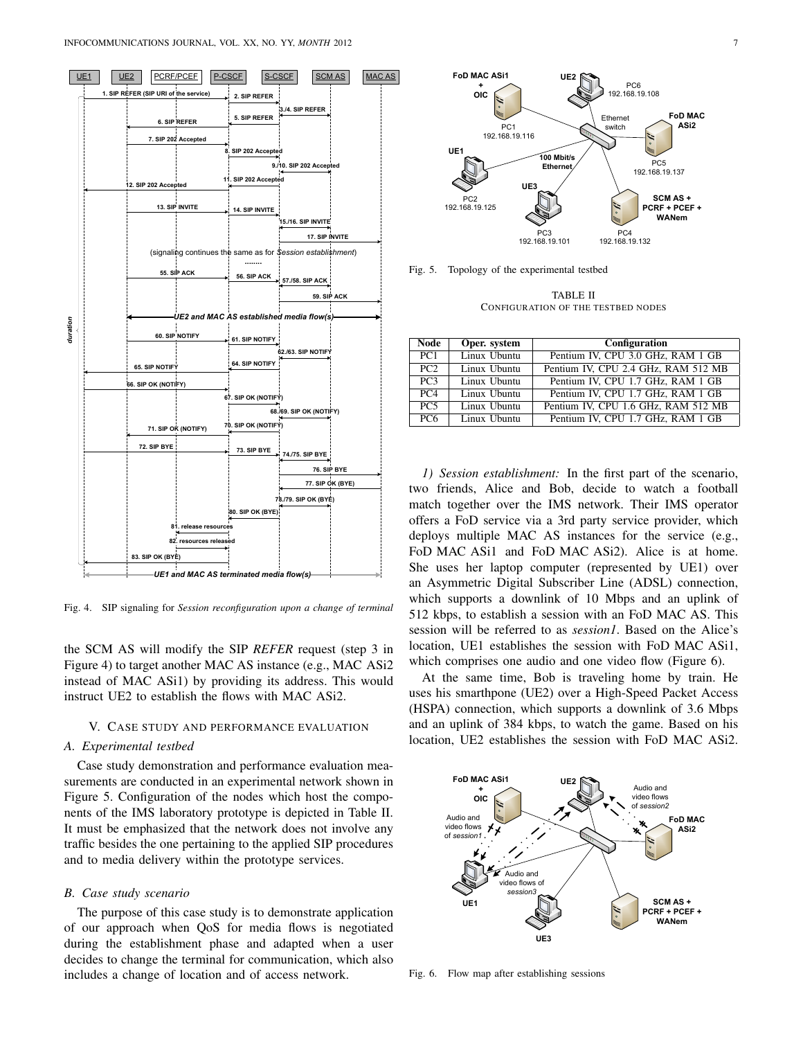Fig. 4. SIP signaling for *Session reconfiguration upon a change of terminal*

the SCM AS will modify the SIP *REFER* request (step 3 in Figure 4) to target another MAC AS instance (e.g., MAC ASi2 instead of MAC ASi1) by providing its address. This would instruct UE2 to establish the flows with MAC ASi2.

## V. Case study and performance evaluation

### A. Experimental testbed

Case study demonstration and performance evaluation measurements are conducted in an experimental network shown in Figure 5. Configuration of the nodes which host the components of the IMS laboratory prototype is depicted in Table II. It must be emphasized that the network does not involve any traffic besides the one pertaining to the applied SIP procedures and to media delivery within the prototype services.

### B. Case study scenario

The purpose of this case study is to demonstrate application of our approach when QoS for media flows is negotiated during the establishment phase and adapted when a user decides to change the terminal for communication, which also includes a change of location and of access network.

Fig. 5. Topology of the experimental testbed

TABLE II
Configuration of the testbed nodes

| Node | Oper. system | Configuration |
| --- | --- | --- |
| PC1 | Linux Ubuntu | Pentium IV, CPU 3.0 GHz, RAM 1 GB |
| PC2 | Linux Ubuntu | Pentium IV, CPU 2.4 GHz, RAM 512 MB |
| PC3 | Linux Ubuntu | Pentium IV, CPU 1.7 GHz, RAM 1 GB |
| PC4 | Linux Ubuntu | Pentium IV, CPU 1.7 GHz, RAM 1 GB |
| PC5 | Linux Ubuntu | Pentium IV, CPU 1.6 GHz, RAM 512 MB |
| PC6 | Linux Ubuntu | Pentium IV, CPU 1.7 GHz, RAM 1 GB |

*1) Session establishment:* In the first part of the scenario, two friends, Alice and Bob, decide to watch a football match together over the IMS network. Their IMS operator offers a FoD service via a 3rd party service provider, which deploys multiple MAC AS instances for the service (e.g., FoD MAC ASi1 and FoD MAC ASi2). Alice is at home. She uses her laptop computer (represented by UE1) over an Asymmetric Digital Subscriber Line (ADSL) connection, which supports a downlink of 10 Mbps and an uplink of 512 kbps, to establish a session with an FoD MAC AS. This session will be referred to as *session1*. Based on the Alice's location, UE1 establishes the session with FoD MAC ASi1, which comprises one audio and one video flow (Figure 6).

At the same time, Bob is traveling home by train. He uses his smartphone (UE2) over a High-Speed Packet Access (HSPA) connection, which supports a downlink of 3.6 Mbps and an uplink of 384 kbps, to watch the game. Based on his location, UE2 establishes the session with FoD MAC ASi2.

Fig. 6. Flow map after establishing sessions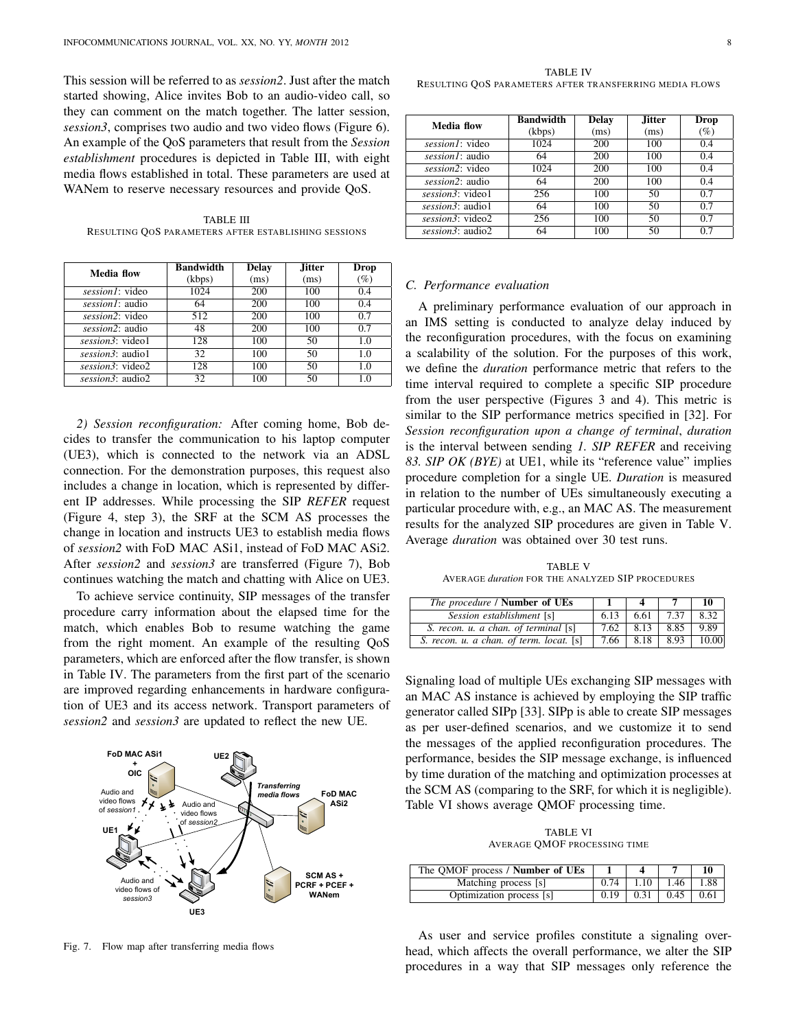This session will be referred to as *session2*. Just after the match started showing, Alice invites Bob to an audio-video call, so they can comment on the match together. The latter session, *session3*, comprises two audio and two video flows (Figure 6). An example of the QoS parameters that result from the *Session establishment* procedures is depicted in Table III, with eight media flows established in total. These parameters are used at WANem to reserve necessary resources and provide QoS.

TABLE III
RESULTING QOS PARAMETERS AFTER ESTABLISHING SESSIONS

| Media flow | Bandwidth (kbps) | Delay (ms) | Jitter (ms) | Drop (%) |
|---|---|---|---|---|
| *session1*: video | 1024 | 200 | 100 | 0.4 |
| *session1*: audio | 64 | 200 | 100 | 0.4 |
| *session2*: video | 512 | 200 | 100 | 0.7 |
| *session2*: audio | 48 | 200 | 100 | 0.7 |
| *session3*: video1 | 128 | 100 | 50 | 1.0 |
| *session3*: audio1 | 32 | 100 | 50 | 1.0 |
| *session3*: video2 | 128 | 100 | 50 | 1.0 |
| *session3*: audio2 | 32 | 100 | 50 | 1.0 |

*2) Session reconfiguration:* After coming home, Bob decides to transfer the communication to his laptop computer (UE3), which is connected to the network via an ADSL connection. For the demonstration purposes, this request also includes a change in location, which is represented by different IP addresses. While processing the SIP *REFER* request (Figure 4, step 3), the SRF at the SCM AS processes the change in location and instructs UE3 to establish media flows of *session2* with FoD MAC ASi1, instead of FoD MAC ASi2. After *session2* and *session3* are transferred (Figure 7), Bob continues watching the match and chatting with Alice on UE3.

To achieve service continuity, SIP messages of the transfer procedure carry information about the elapsed time for the match, which enables Bob to resume watching the game from the right moment. An example of the resulting QoS parameters, which are enforced after the flow transfer, is shown in Table IV. The parameters from the first part of the scenario are improved regarding enhancements in hardware configuration of UE3 and its access network. Transport parameters of *session2* and *session3* are updated to reflect the new UE.

Fig. 7. Flow map after transferring media flows

TABLE IV
RESULTING QOS PARAMETERS AFTER TRANSFERRING MEDIA FLOWS

| Media flow | Bandwidth (kbps) | Delay (ms) | Jitter (ms) | Drop (%) |
|---|---|---|---|---|
| *session1*: video | 1024 | 200 | 100 | 0.4 |
| *session1*: audio | 64 | 200 | 100 | 0.4 |
| *session2*: video | 1024 | 200 | 100 | 0.4 |
| *session2*: audio | 64 | 200 | 100 | 0.4 |
| *session3*: video1 | 256 | 100 | 50 | 0.7 |
| *session3*: audio1 | 64 | 100 | 50 | 0.7 |
| *session3*: video2 | 256 | 100 | 50 | 0.7 |
| *session3*: audio2 | 64 | 100 | 50 | 0.7 |

### C. Performance evaluation

A preliminary performance evaluation of our approach in an IMS setting is conducted to analyze delay induced by the reconfiguration procedures, with the focus on examining a scalability of the solution. For the purposes of this work, we define the *duration* performance metric that refers to the time interval required to complete a specific SIP procedure from the user perspective (Figures 3 and 4). This metric is similar to the SIP performance metrics specified in [32]. For *Session reconfiguration upon a change of terminal*, *duration* is the interval between sending *1. SIP REFER* and receiving *83. SIP OK (BYE)* at UE1, while its "reference value" implies procedure completion for a single UE. *Duration* is measured in relation to the number of UEs simultaneously executing a particular procedure with, e.g., an MAC AS. The measurement results for the analyzed SIP procedures are given in Table V. Average *duration* was obtained over 30 test runs.

TABLE V
AVERAGE *duration* FOR THE ANALYZED SIP PROCEDURES

| *The procedure* / **Number of UEs** | **1** | **4** | **7** | **10** |
|---|---|---|---|---|
| *Session establishment* [s] | 6.13 | 6.61 | 7.37 | 8.32 |
| *S. recon. u. a chan. of terminal* [s] | 7.62 | 8.13 | 8.85 | 9.89 |
| *S. recon. u. a chan. of term. locat.* [s] | 7.66 | 8.18 | 8.93 | 10.00 |

Signaling load of multiple UEs exchanging SIP messages with an MAC AS instance is achieved by employing the SIP traffic generator called SIPp [33]. SIPp is able to create SIP messages as per user-defined scenarios, and we customize it to send the messages of the applied reconfiguration procedures. The performance, besides the SIP message exchange, is influenced by time duration of the matching and optimization processes at the SCM AS (comparing to the SRF, for which it is negligible). Table VI shows average QMOF processing time.

TABLE VI
AVERAGE QMOF PROCESSING TIME

| The QMOF process / **Number of UEs** | **1** | **4** | **7** | **10** |
|---|---|---|---|---|
| Matching process [s] | 0.74 | 1.10 | 1.46 | 1.88 |
| Optimization process [s] | 0.19 | 0.31 | 0.45 | 0.61 |

As user and service profiles constitute a signaling overhead, which affects the overall performance, we alter the SIP procedures in a way that SIP messages only reference the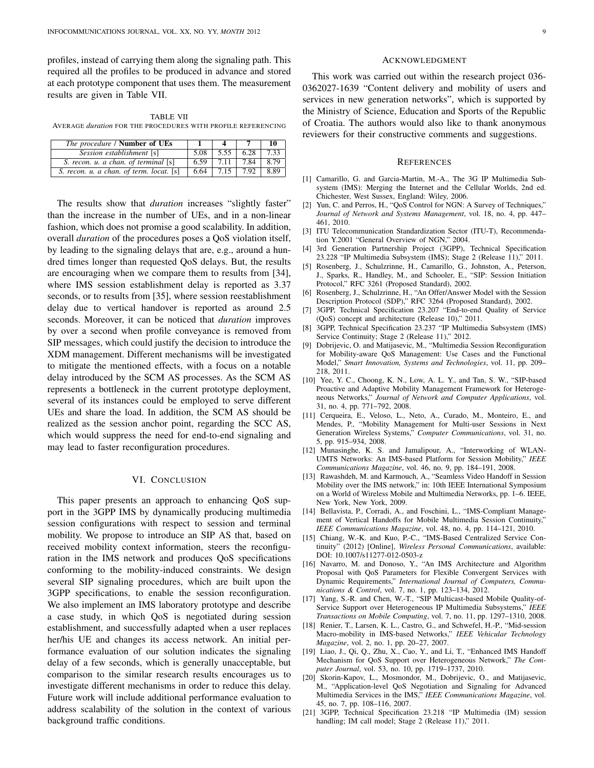profiles, instead of carrying them along the signaling path. This required all the profiles to be produced in advance and stored at each prototype component that uses them. The measurement results are given in Table VII.

TABLE VII
AVERAGE *duration* FOR THE PROCEDURES WITH PROFILE REFERENCING

| *The procedure* / **Number of UEs** | **1** | **4** | **7** | **10** |
|---|---|---|---|---|
| *Session establishment* [s] | 5.08 | 5.55 | 6.28 | 7.33 |
| *S. recon. u. a chan. of terminal* [s] | 6.59 | 7.11 | 7.84 | 8.79 |
| *S. recon. u. a chan. of term. locat.* [s] | 6.64 | 7.15 | 7.92 | 8.89 |

The results show that *duration* increases "slightly faster" than the increase in the number of UEs, and in a non-linear fashion, which does not promise a good scalability. In addition, overall *duration* of the procedures poses a QoS violation itself, by leading to the signaling delays that are, e.g., around a hundred times longer than requested QoS delays. But, the results are encouraging when we compare them to results from [34], where IMS session establishment delay is reported as 3.37 seconds, or to results from [35], where session reestablishment delay due to vertical handover is reported as around 2.5 seconds. Moreover, it can be noticed that *duration* improves by over a second when profile conveyance is removed from SIP messages, which could justify the decision to introduce the XDM management. Different mechanisms will be investigated to mitigate the mentioned effects, with a focus on a notable delay introduced by the SCM AS processes. As the SCM AS represents a bottleneck in the current prototype deployment, several of its instances could be employed to serve different UEs and share the load. In addition, the SCM AS should be realized as the session anchor point, regarding the SCC AS, which would suppress the need for end-to-end signaling and may lead to faster reconfiguration procedures.

## VI. CONCLUSION

This paper presents an approach to enhancing QoS support in the 3GPP IMS by dynamically producing multimedia session configurations with respect to session and terminal mobility. We propose to introduce an SIP AS that, based on received mobility context information, steers the reconfiguration in the IMS network and produces QoS specifications conforming to the mobility-induced constraints. We design several SIP signaling procedures, which are built upon the 3GPP specifications, to enable the session reconfiguration. We also implement an IMS laboratory prototype and describe a case study, in which QoS is negotiated during session establishment, and successfully adapted when a user replaces her/his UE and changes its access network. An initial performance evaluation of our solution indicates the signaling delay of a few seconds, which is generally unacceptable, but comparison to the similar research results encourages us to investigate different mechanisms in order to reduce this delay. Future work will include additional performance evaluation to address scalability of the solution in the context of various background traffic conditions.

## ACKNOWLEDGMENT

This work was carried out within the research project 036-0362027-1639 "Content delivery and mobility of users and services in new generation networks", which is supported by the Ministry of Science, Education and Sports of the Republic of Croatia. The authors would also like to thank anonymous reviewers for their constructive comments and suggestions.

## REFERENCES

[1] Camarillo, G. and Garcia-Martin, M.-A., The 3G IP Multimedia Subsystem (IMS): Merging the Internet and the Cellular Worlds, 2nd ed. Chichester, West Sussex, England: Wiley, 2006.

[2] Yun, C. and Perros, H., "QoS Control for NGN: A Survey of Techniques," *Journal of Network and Systems Management*, vol. 18, no. 4, pp. 447–461, 2010.

[3] ITU Telecommunication Standardization Sector (ITU-T), Recommendation Y.2001 "General Overview of NGN," 2004.

[4] 3rd Generation Partnership Project (3GPP), Technical Specification 23.228 "IP Multimedia Subsystem (IMS); Stage 2 (Release 11)," 2011.

[5] Rosenberg, J., Schulzrinne, H., Camarillo, G., Johnston, A., Peterson, J., Sparks, R., Handley, M., and Schooler, E., "SIP: Session Initiation Protocol," RFC 3261 (Proposed Standard), 2002.

[6] Rosenberg, J., Schulzrinne, H., "An Offer/Answer Model with the Session Description Protocol (SDP)," RFC 3264 (Proposed Standard), 2002.

[7] 3GPP, Technical Specification 23.207 "End-to-end Quality of Service (QoS) concept and architecture (Release 10)," 2011.

[8] 3GPP, Technical Specification 23.237 "IP Multimedia Subsystem (IMS) Service Continuity; Stage 2 (Release 11)," 2012.

[9] Dobrijevic, O. and Matijasevic, M., "Multimedia Session Reconfiguration for Mobility-aware QoS Management: Use Cases and the Functional Model," *Smart Innovation, Systems and Technologies*, vol. 11, pp. 209–218, 2011.

[10] Yee, Y. C., Choong, K. N., Low, A. L. Y., and Tan, S. W., "SIP-based Proactive and Adaptive Mobility Management Framework for Heterogeneous Networks," *Journal of Network and Computer Applications*, vol. 31, no. 4, pp. 771–792, 2008.

[11] Cerqueira, E., Veloso, L., Neto, A., Curado, M., Monteiro, E., and Mendes, P., "Mobility Management for Multi-user Sessions in Next Generation Wireless Systems," *Computer Communications*, vol. 31, no. 5, pp. 915–934, 2008.

[12] Munasinghe, K. S. and Jamalipour, A., "Interworking of WLAN-UMTS Networks: An IMS-based Platform for Session Mobility," *IEEE Communications Magazine*, vol. 46, no. 9, pp. 184–191, 2008.

[13] Rawashdeh, M. and Karmouch, A., "Seamless Video Handoff in Session Mobility over the IMS network," in: 10th IEEE International Symposium on a World of Wireless Mobile and Multimedia Networks, pp. 1–6. IEEE, New York, New York, 2009.

[14] Bellavista, P., Corradi, A., and Foschini, L., "IMS-Compliant Management of Vertical Handoffs for Mobile Multimedia Session Continuity," *IEEE Communications Magazine*, vol. 48, no. 4, pp. 114–121, 2010.

[15] Chiang, W.-K. and Kuo, P.-C., "IMS-Based Centralized Service Continuity" (2012) [Online], *Wireless Personal Communications*, available: DOI: 10.1007/s11277-012-0503-z

[16] Navarro, M. and Donoso, Y., "An IMS Architecture and Algorithm Proposal with QoS Parameters for Flexible Convergent Services with Dynamic Requirements," *International Journal of Computers, Communications & Control*, vol. 7, no. 1, pp. 123–134, 2012.

[17] Yang, S.-R. and Chen, W.-T., "SIP Multicast-based Mobile Quality-of-Service Support over Heterogeneous IP Multimedia Subsystems," *IEEE Transactions on Mobile Computing*, vol. 7, no. 11, pp. 1297–1310, 2008.

[18] Renier, T., Larsen, K. L., Castro, G., and Schwefel, H.-P., "Mid-session Macro-mobility in IMS-based Networks," *IEEE Vehicular Technology Magazine*, vol. 2, no. 1, pp. 20–27, 2007.

[19] Liao, J., Qi, Q., Zhu, X., Cao, Y., and Li, T., "Enhanced IMS Handoff Mechanism for QoS Support over Heterogeneous Network," *The Computer Journal*, vol. 53, no. 10, pp. 1719–1737, 2010.

[20] Skorin-Kapov, L., Mosmondor, M., Dobrijevic, O., and Matijasevic, M., "Application-level QoS Negotiation and Signaling for Advanced Multimedia Services in the IMS," *IEEE Communications Magazine*, vol. 45, no. 7, pp. 108–116, 2007.

[21] 3GPP, Technical Specification 23.218 "IP Multimedia (IM) session handling; IM call model; Stage 2 (Release 11)," 2011.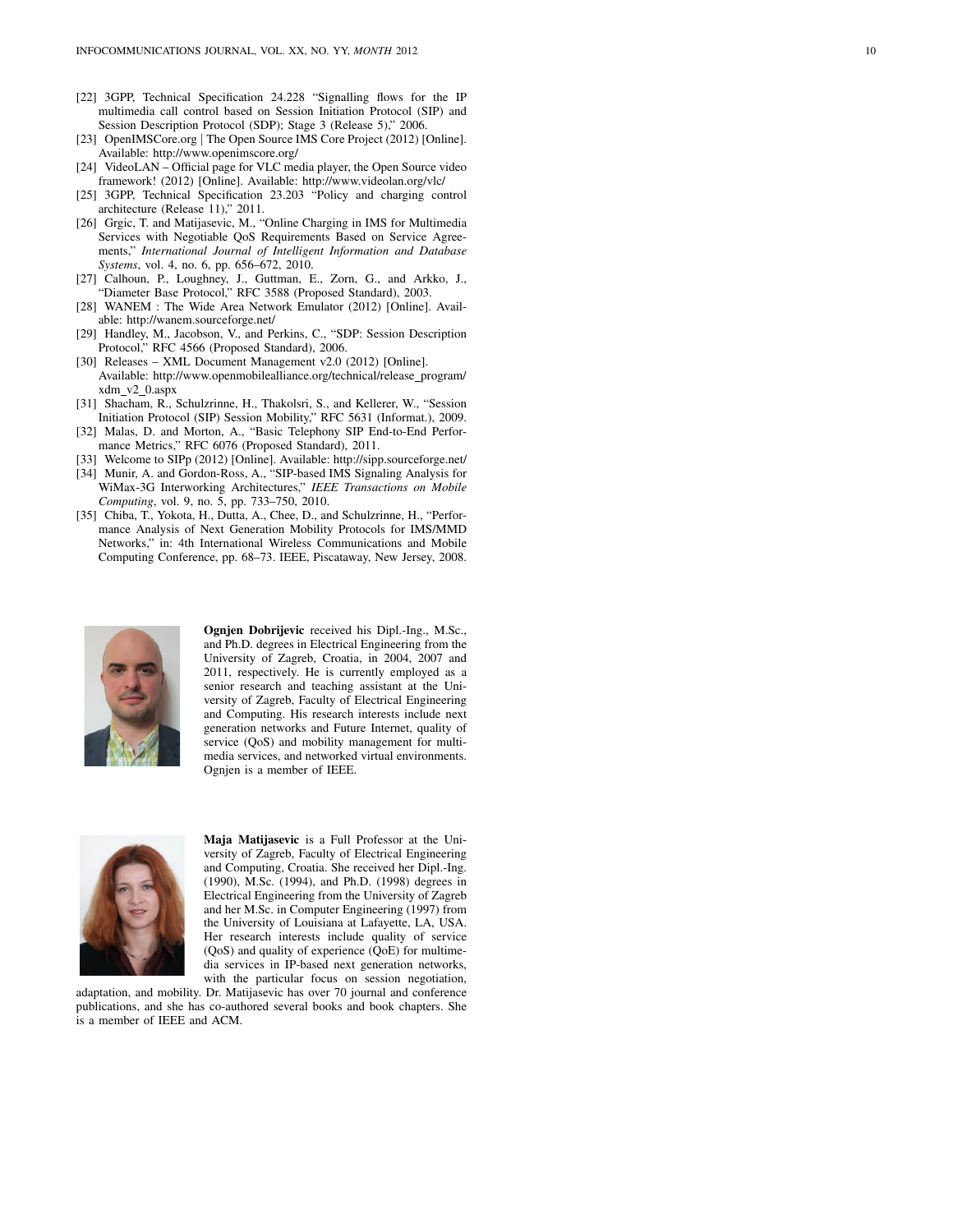[22] 3GPP, Technical Specification 24.228 "Signalling flows for the IP multimedia call control based on Session Initiation Protocol (SIP) and Session Description Protocol (SDP); Stage 3 (Release 5)," 2006.

[23] OpenIMSCore.org | The Open Source IMS Core Project (2012) [Online]. Available: http://www.openimscore.org/

[24] VideoLAN – Official page for VLC media player, the Open Source video framework! (2012) [Online]. Available: http://www.videolan.org/vlc/

[25] 3GPP, Technical Specification 23.203 "Policy and charging control architecture (Release 11)," 2011.

[26] Grgic, T. and Matijasevic, M., "Online Charging in IMS for Multimedia Services with Negotiable QoS Requirements Based on Service Agreements," *International Journal of Intelligent Information and Database Systems*, vol. 4, no. 6, pp. 656–672, 2010.

[27] Calhoun, P., Loughney, J., Guttman, E., Zorn, G., and Arkko, J., "Diameter Base Protocol," RFC 3588 (Proposed Standard), 2003.

[28] WANEM : The Wide Area Network Emulator (2012) [Online]. Available: http://wanem.sourceforge.net/

[29] Handley, M., Jacobson, V., and Perkins, C., "SDP: Session Description Protocol," RFC 4566 (Proposed Standard), 2006.

[30] Releases – XML Document Management v2.0 (2012) [Online]. Available: http://www.openmobilealliance.org/technical/release_program/xdm_v2_0.aspx

[31] Shacham, R., Schulzrinne, H., Thakolsri, S., and Kellerer, W., "Session Initiation Protocol (SIP) Session Mobility," RFC 5631 (Informat.), 2009.

[32] Malas, D. and Morton, A., "Basic Telephony SIP End-to-End Performance Metrics," RFC 6076 (Proposed Standard), 2011.

[33] Welcome to SIPp (2012) [Online]. Available: http://sipp.sourceforge.net/

[34] Munir, A. and Gordon-Ross, A., "SIP-based IMS Signaling Analysis for WiMax-3G Interworking Architectures," *IEEE Transactions on Mobile Computing*, vol. 9, no. 5, pp. 733–750, 2010.

[35] Chiba, T., Yokota, H., Dutta, A., Chee, D., and Schulzrinne, H., "Performance Analysis of Next Generation Mobility Protocols for IMS/MMD Networks," in: 4th International Wireless Communications and Mobile Computing Conference, pp. 68–73. IEEE, Piscataway, New Jersey, 2008.

**Ognjen Dobrijevic** received his Dipl.-Ing., M.Sc., and Ph.D. degrees in Electrical Engineering from the University of Zagreb, Croatia, in 2004, 2007 and 2011, respectively. He is currently employed as a senior research and teaching assistant at the University of Zagreb, Faculty of Electrical Engineering and Computing. His research interests include next generation networks and Future Internet, quality of service (QoS) and mobility management for multimedia services, and networked virtual environments. Ognjen is a member of IEEE.

**Maja Matijasevic** is a Full Professor at the University of Zagreb, Faculty of Electrical Engineering and Computing, Croatia. She received her Dipl.-Ing. (1990), M.Sc. (1994), and Ph.D. (1998) degrees in Electrical Engineering from the University of Zagreb and her M.Sc. in Computer Engineering (1997) from the University of Louisiana at Lafayette, LA, USA. Her research interests include quality of service (QoS) and quality of experience (QoE) for multimedia services in IP-based next generation networks, with the particular focus on session negotiation, adaptation, and mobility. Dr. Matijasevic has over 70 journal and conference publications, and she has co-authored several books and book chapters. She is a member of IEEE and ACM.